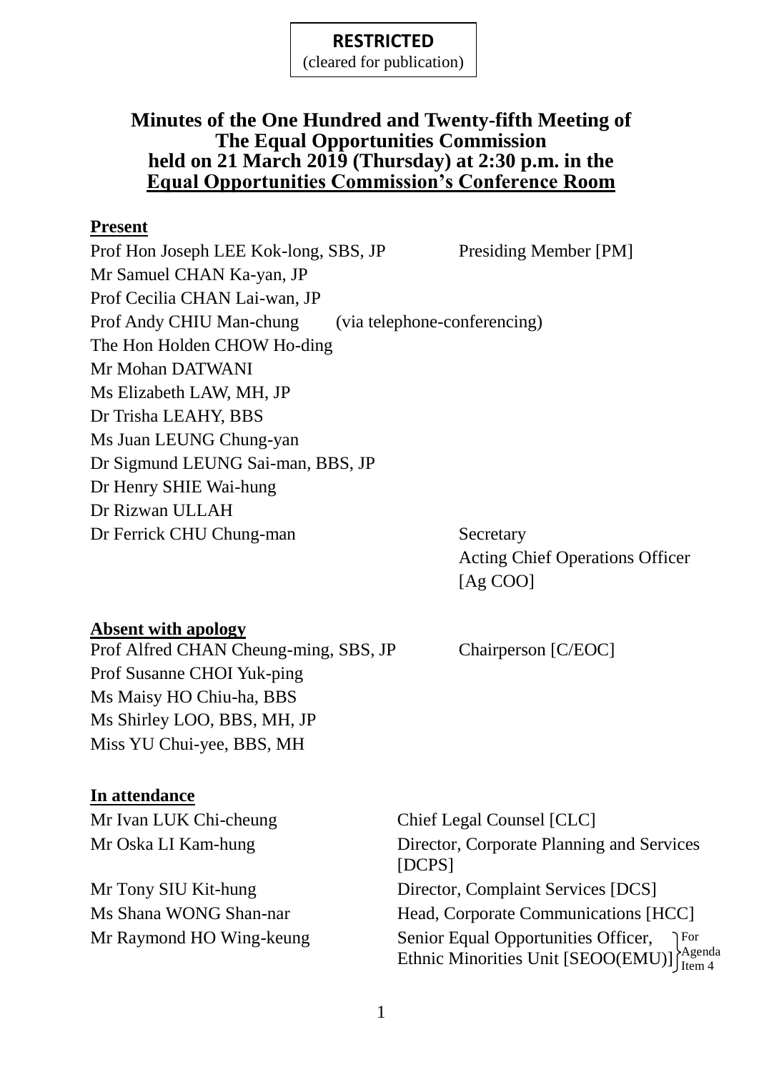**RESTRICTED**
(cleared for publication)

# Minutes of the One Hundred and Twenty-fifth Meeting of The Equal Opportunities Commission held on 21 March 2019 (Thursday) at 2:30 p.m. in the Equal Opportunities Commission's Conference Room

**Present**

| | |
|---|---|
| Prof Hon Joseph LEE Kok-long, SBS, JP | Presiding Member [PM] |
| Mr Samuel CHAN Ka-yan, JP | |
| Prof Cecilia CHAN Lai-wan, JP | |
| Prof Andy CHIU Man-chung (via telephone-conferencing) | |
| The Hon Holden CHOW Ho-ding | |
| Mr Mohan DATWANI | |
| Ms Elizabeth LAW, MH, JP | |
| Dr Trisha LEAHY, BBS | |
| Ms Juan LEUNG Chung-yan | |
| Dr Sigmund LEUNG Sai-man, BBS, JP | |
| Dr Henry SHIE Wai-hung | |
| Dr Rizwan ULLAH | |
| Dr Ferrick CHU Chung-man | Secretary<br>Acting Chief Operations Officer [Ag COO] |

**Absent with apology**

| | |
|---|---|
| Prof Alfred CHAN Cheung-ming, SBS, JP | Chairperson [C/EOC] |
| Prof Susanne CHOI Yuk-ping | |
| Ms Maisy HO Chiu-ha, BBS | |
| Ms Shirley LOO, BBS, MH, JP | |
| Miss YU Chui-yee, BBS, MH | |

**In attendance**

| | |
|---|---|
| Mr Ivan LUK Chi-cheung | Chief Legal Counsel [CLC] |
| Mr Oska LI Kam-hung | Director, Corporate Planning and Services [DCPS] |
| Mr Tony SIU Kit-hung | Director, Complaint Services [DCS] |
| Ms Shana WONG Shan-nar | Head, Corporate Communications [HCC] |
| Mr Raymond HO Wing-keung | Senior Equal Opportunities Officer, Ethnic Minorities Unit [SEOO(EMU)] (For Agenda Item 4) |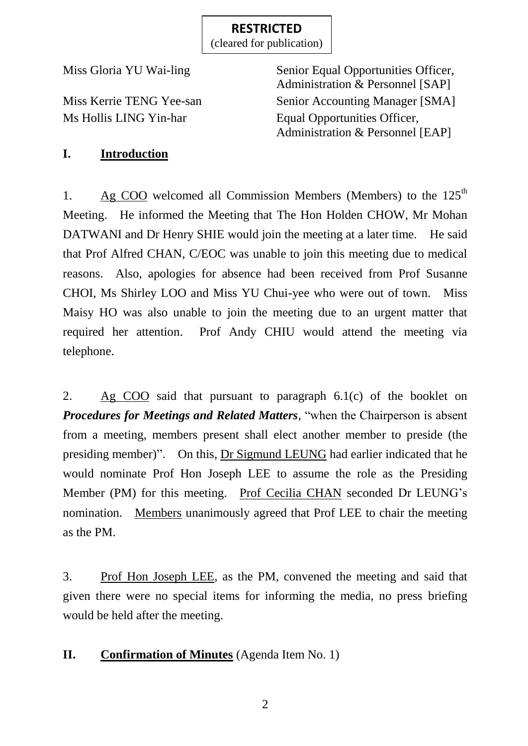**RESTRICTED**
(cleared for publication)

| | |
|---|---|
| Miss Gloria YU Wai-ling | Senior Equal Opportunities Officer, Administration & Personnel [SAP] |
| Miss Kerrie TENG Yee-san | Senior Accounting Manager [SMA] |
| Ms Hollis LING Yin-har | Equal Opportunities Officer, Administration & Personnel [EAP] |

## I. Introduction

1. Ag COO welcomed all Commission Members (Members) to the 125th Meeting. He informed the Meeting that The Hon Holden CHOW, Mr Mohan DATWANI and Dr Henry SHIE would join the meeting at a later time. He said that Prof Alfred CHAN, C/EOC was unable to join this meeting due to medical reasons. Also, apologies for absence had been received from Prof Susanne CHOI, Ms Shirley LOO and Miss YU Chui-yee who were out of town. Miss Maisy HO was also unable to join the meeting due to an urgent matter that required her attention. Prof Andy CHIU would attend the meeting via telephone.

2. Ag COO said that pursuant to paragraph 6.1(c) of the booklet on ***Procedures for Meetings and Related Matters***, "when the Chairperson is absent from a meeting, members present shall elect another member to preside (the presiding member)". On this, Dr Sigmund LEUNG had earlier indicated that he would nominate Prof Hon Joseph LEE to assume the role as the Presiding Member (PM) for this meeting. Prof Cecilia CHAN seconded Dr LEUNG's nomination. Members unanimously agreed that Prof LEE to chair the meeting as the PM.

3. Prof Hon Joseph LEE, as the PM, convened the meeting and said that given there were no special items for informing the media, no press briefing would be held after the meeting.

## II. Confirmation of Minutes (Agenda Item No. 1)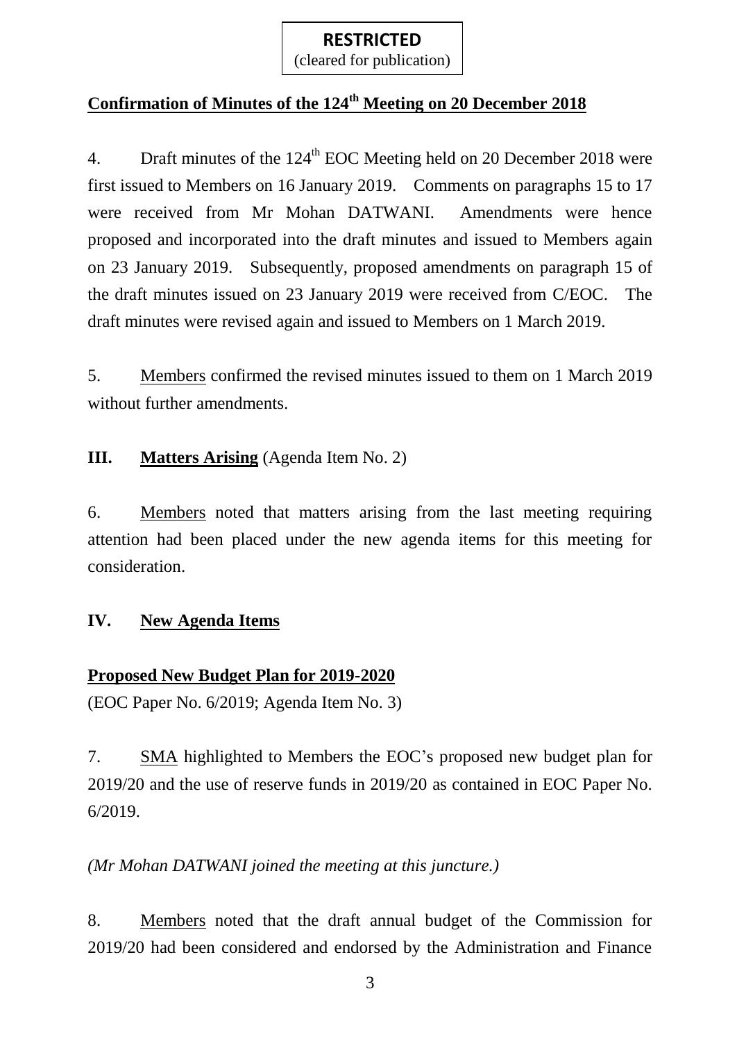**RESTRICTED**
(cleared for publication)

## Confirmation of Minutes of the 124th Meeting on 20 December 2018

4. Draft minutes of the 124th EOC Meeting held on 20 December 2018 were first issued to Members on 16 January 2019. Comments on paragraphs 15 to 17 were received from Mr Mohan DATWANI. Amendments were hence proposed and incorporated into the draft minutes and issued to Members again on 23 January 2019. Subsequently, proposed amendments on paragraph 15 of the draft minutes issued on 23 January 2019 were received from C/EOC. The draft minutes were revised again and issued to Members on 1 March 2019.

5. Members confirmed the revised minutes issued to them on 1 March 2019 without further amendments.

## III. Matters Arising (Agenda Item No. 2)

6. Members noted that matters arising from the last meeting requiring attention had been placed under the new agenda items for this meeting for consideration.

## IV. New Agenda Items

### Proposed New Budget Plan for 2019-2020

(EOC Paper No. 6/2019; Agenda Item No. 3)

7. SMA highlighted to Members the EOC's proposed new budget plan for 2019/20 and the use of reserve funds in 2019/20 as contained in EOC Paper No. 6/2019.

*(Mr Mohan DATWANI joined the meeting at this juncture.)*

8. Members noted that the draft annual budget of the Commission for 2019/20 had been considered and endorsed by the Administration and Finance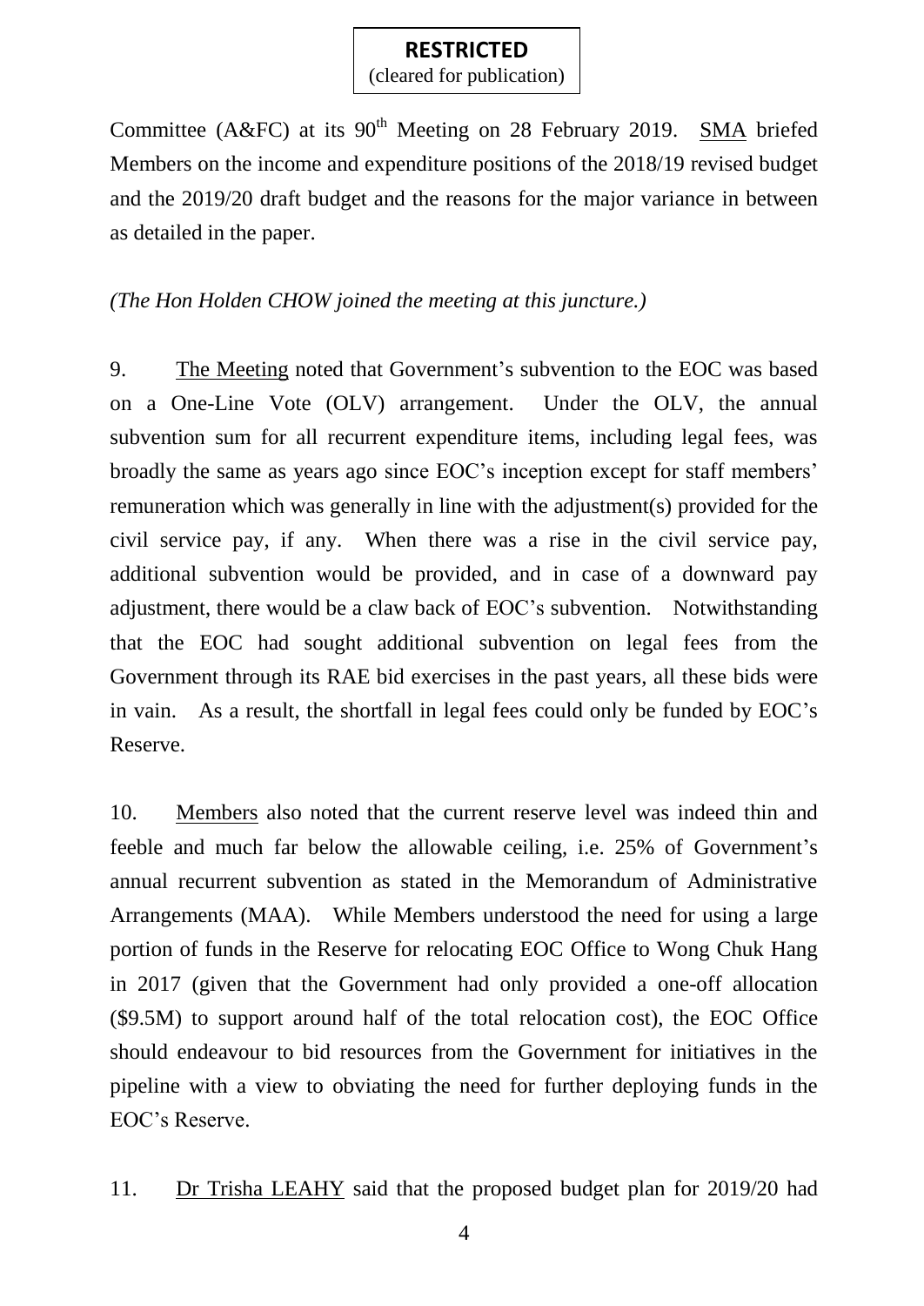**RESTRICTED**
(cleared for publication)

Committee (A&FC) at its 90[th] Meeting on 28 February 2019. SMA briefed Members on the income and expenditure positions of the 2018/19 revised budget and the 2019/20 draft budget and the reasons for the major variance in between as detailed in the paper.

*(The Hon Holden CHOW joined the meeting at this juncture.)*

9. The Meeting noted that Government's subvention to the EOC was based on a One-Line Vote (OLV) arrangement. Under the OLV, the annual subvention sum for all recurrent expenditure items, including legal fees, was broadly the same as years ago since EOC's inception except for staff members' remuneration which was generally in line with the adjustment(s) provided for the civil service pay, if any. When there was a rise in the civil service pay, additional subvention would be provided, and in case of a downward pay adjustment, there would be a claw back of EOC's subvention. Notwithstanding that the EOC had sought additional subvention on legal fees from the Government through its RAE bid exercises in the past years, all these bids were in vain. As a result, the shortfall in legal fees could only be funded by EOC's Reserve.

10. Members also noted that the current reserve level was indeed thin and feeble and much far below the allowable ceiling, i.e. 25% of Government's annual recurrent subvention as stated in the Memorandum of Administrative Arrangements (MAA). While Members understood the need for using a large portion of funds in the Reserve for relocating EOC Office to Wong Chuk Hang in 2017 (given that the Government had only provided a one-off allocation ($9.5M) to support around half of the total relocation cost), the EOC Office should endeavour to bid resources from the Government for initiatives in the pipeline with a view to obviating the need for further deploying funds in the EOC's Reserve.

11. Dr Trisha LEAHY said that the proposed budget plan for 2019/20 had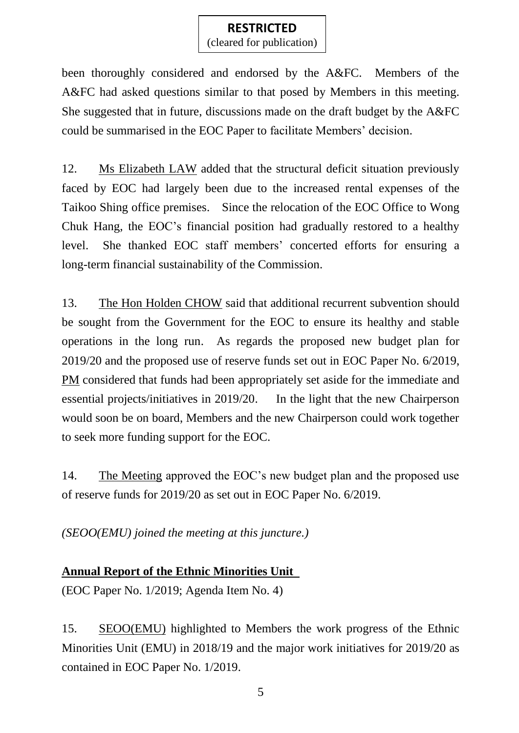been thoroughly considered and endorsed by the A&FC. Members of the A&FC had asked questions similar to that posed by Members in this meeting. She suggested that in future, discussions made on the draft budget by the A&FC could be summarised in the EOC Paper to facilitate Members' decision.

12. Ms Elizabeth LAW added that the structural deficit situation previously faced by EOC had largely been due to the increased rental expenses of the Taikoo Shing office premises. Since the relocation of the EOC Office to Wong Chuk Hang, the EOC's financial position had gradually restored to a healthy level. She thanked EOC staff members' concerted efforts for ensuring a long-term financial sustainability of the Commission.

13. The Hon Holden CHOW said that additional recurrent subvention should be sought from the Government for the EOC to ensure its healthy and stable operations in the long run. As regards the proposed new budget plan for 2019/20 and the proposed use of reserve funds set out in EOC Paper No. 6/2019, PM considered that funds had been appropriately set aside for the immediate and essential projects/initiatives in 2019/20. In the light that the new Chairperson would soon be on board, Members and the new Chairperson could work together to seek more funding support for the EOC.

14. The Meeting approved the EOC's new budget plan and the proposed use of reserve funds for 2019/20 as set out in EOC Paper No. 6/2019.

*(SEOO(EMU) joined the meeting at this juncture.)*

**Annual Report of the Ethnic Minorities Unit**

(EOC Paper No. 1/2019; Agenda Item No. 4)

15. SEOO(EMU) highlighted to Members the work progress of the Ethnic Minorities Unit (EMU) in 2018/19 and the major work initiatives for 2019/20 as contained in EOC Paper No. 1/2019.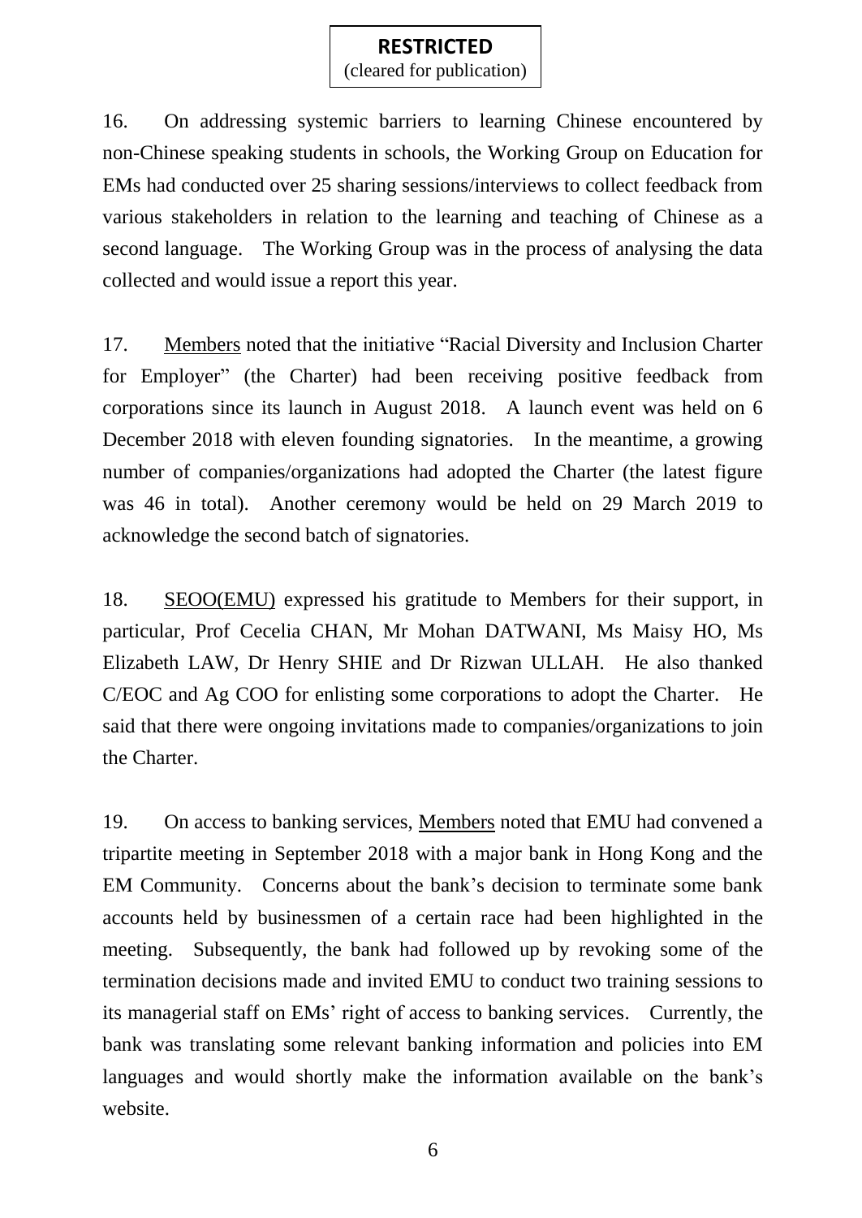16. On addressing systemic barriers to learning Chinese encountered by non-Chinese speaking students in schools, the Working Group on Education for EMs had conducted over 25 sharing sessions/interviews to collect feedback from various stakeholders in relation to the learning and teaching of Chinese as a second language. The Working Group was in the process of analysing the data collected and would issue a report this year.

17. Members noted that the initiative "Racial Diversity and Inclusion Charter for Employer" (the Charter) had been receiving positive feedback from corporations since its launch in August 2018. A launch event was held on 6 December 2018 with eleven founding signatories. In the meantime, a growing number of companies/organizations had adopted the Charter (the latest figure was 46 in total). Another ceremony would be held on 29 March 2019 to acknowledge the second batch of signatories.

18. SEOO(EMU) expressed his gratitude to Members for their support, in particular, Prof Cecelia CHAN, Mr Mohan DATWANI, Ms Maisy HO, Ms Elizabeth LAW, Dr Henry SHIE and Dr Rizwan ULLAH. He also thanked C/EOC and Ag COO for enlisting some corporations to adopt the Charter. He said that there were ongoing invitations made to companies/organizations to join the Charter.

19. On access to banking services, Members noted that EMU had convened a tripartite meeting in September 2018 with a major bank in Hong Kong and the EM Community. Concerns about the bank's decision to terminate some bank accounts held by businessmen of a certain race had been highlighted in the meeting. Subsequently, the bank had followed up by revoking some of the termination decisions made and invited EMU to conduct two training sessions to its managerial staff on EMs' right of access to banking services. Currently, the bank was translating some relevant banking information and policies into EM languages and would shortly make the information available on the bank's website.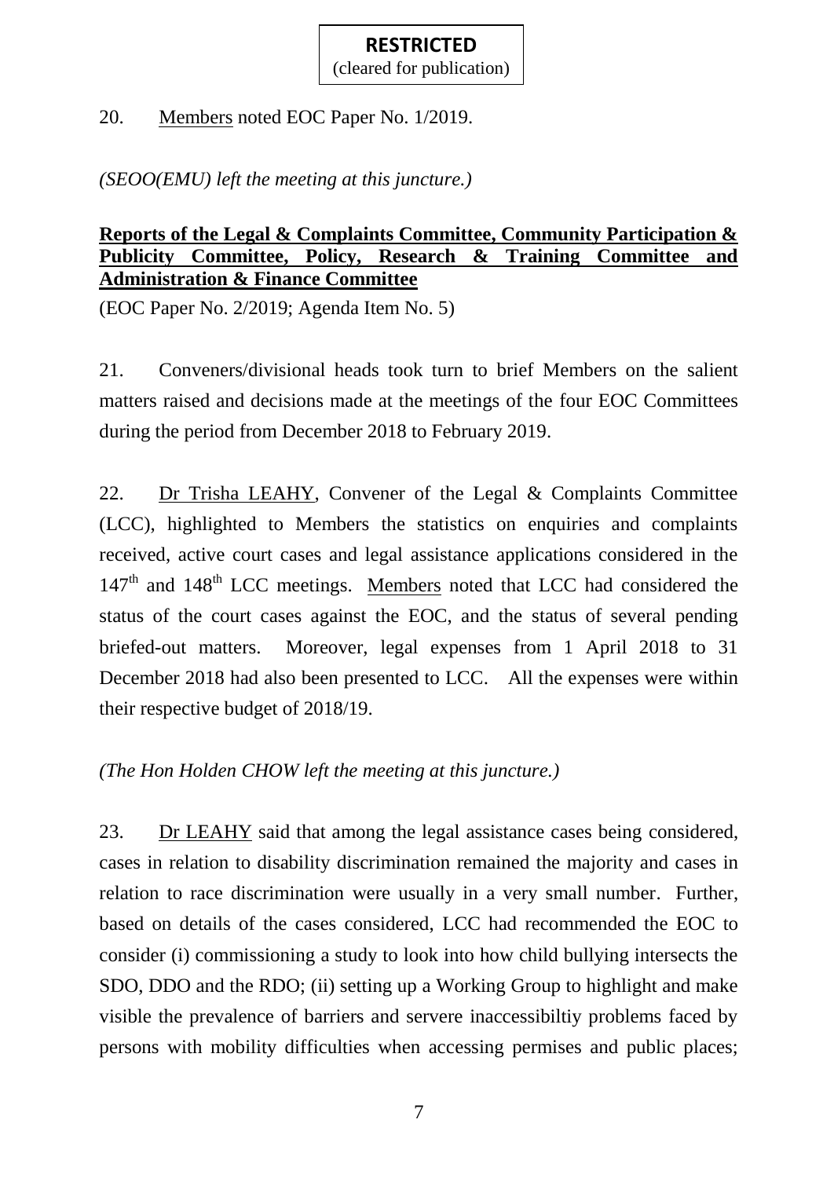**RESTRICTED**
(cleared for publication)

20. Members noted EOC Paper No. 1/2019.

*(SEOO(EMU) left the meeting at this juncture.)*

**Reports of the Legal & Complaints Committee, Community Participation & Publicity Committee, Policy, Research & Training Committee and Administration & Finance Committee**

(EOC Paper No. 2/2019; Agenda Item No. 5)

21. Conveners/divisional heads took turn to brief Members on the salient matters raised and decisions made at the meetings of the four EOC Committees during the period from December 2018 to February 2019.

22. Dr Trisha LEAHY, Convener of the Legal & Complaints Committee (LCC), highlighted to Members the statistics on enquiries and complaints received, active court cases and legal assistance applications considered in the 147th and 148th LCC meetings. Members noted that LCC had considered the status of the court cases against the EOC, and the status of several pending briefed-out matters. Moreover, legal expenses from 1 April 2018 to 31 December 2018 had also been presented to LCC. All the expenses were within their respective budget of 2018/19.

*(The Hon Holden CHOW left the meeting at this juncture.)*

23. Dr LEAHY said that among the legal assistance cases being considered, cases in relation to disability discrimination remained the majority and cases in relation to race discrimination were usually in a very small number. Further, based on details of the cases considered, LCC had recommended the EOC to consider (i) commissioning a study to look into how child bullying intersects the SDO, DDO and the RDO; (ii) setting up a Working Group to highlight and make visible the prevalence of barriers and servere inaccessibiltiy problems faced by persons with mobility difficulties when accessing permises and public places;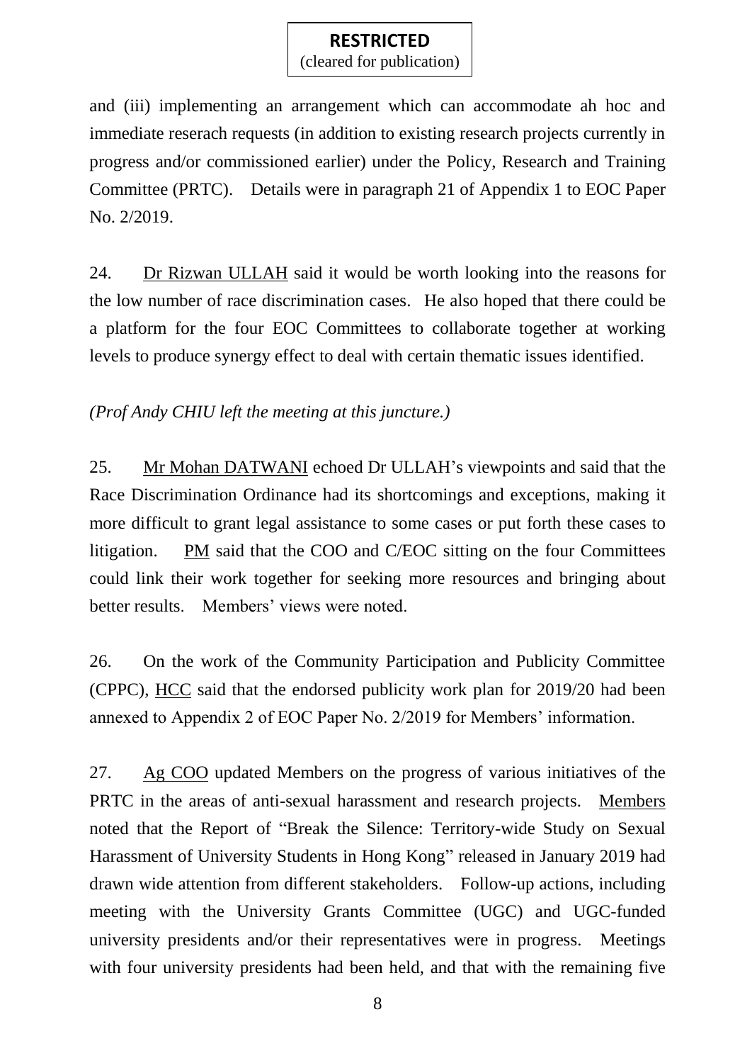and (iii) implementing an arrangement which can accommodate ah hoc and immediate reserach requests (in addition to existing research projects currently in progress and/or commissioned earlier) under the Policy, Research and Training Committee (PRTC). Details were in paragraph 21 of Appendix 1 to EOC Paper No. 2/2019.

24. Dr Rizwan ULLAH said it would be worth looking into the reasons for the low number of race discrimination cases. He also hoped that there could be a platform for the four EOC Committees to collaborate together at working levels to produce synergy effect to deal with certain thematic issues identified.

*(Prof Andy CHIU left the meeting at this juncture.)*

25. Mr Mohan DATWANI echoed Dr ULLAH's viewpoints and said that the Race Discrimination Ordinance had its shortcomings and exceptions, making it more difficult to grant legal assistance to some cases or put forth these cases to litigation. PM said that the COO and C/EOC sitting on the four Committees could link their work together for seeking more resources and bringing about better results. Members' views were noted.

26. On the work of the Community Participation and Publicity Committee (CPPC), HCC said that the endorsed publicity work plan for 2019/20 had been annexed to Appendix 2 of EOC Paper No. 2/2019 for Members' information.

27. Ag COO updated Members on the progress of various initiatives of the PRTC in the areas of anti-sexual harassment and research projects. Members noted that the Report of "Break the Silence: Territory-wide Study on Sexual Harassment of University Students in Hong Kong" released in January 2019 had drawn wide attention from different stakeholders. Follow-up actions, including meeting with the University Grants Committee (UGC) and UGC-funded university presidents and/or their representatives were in progress. Meetings with four university presidents had been held, and that with the remaining five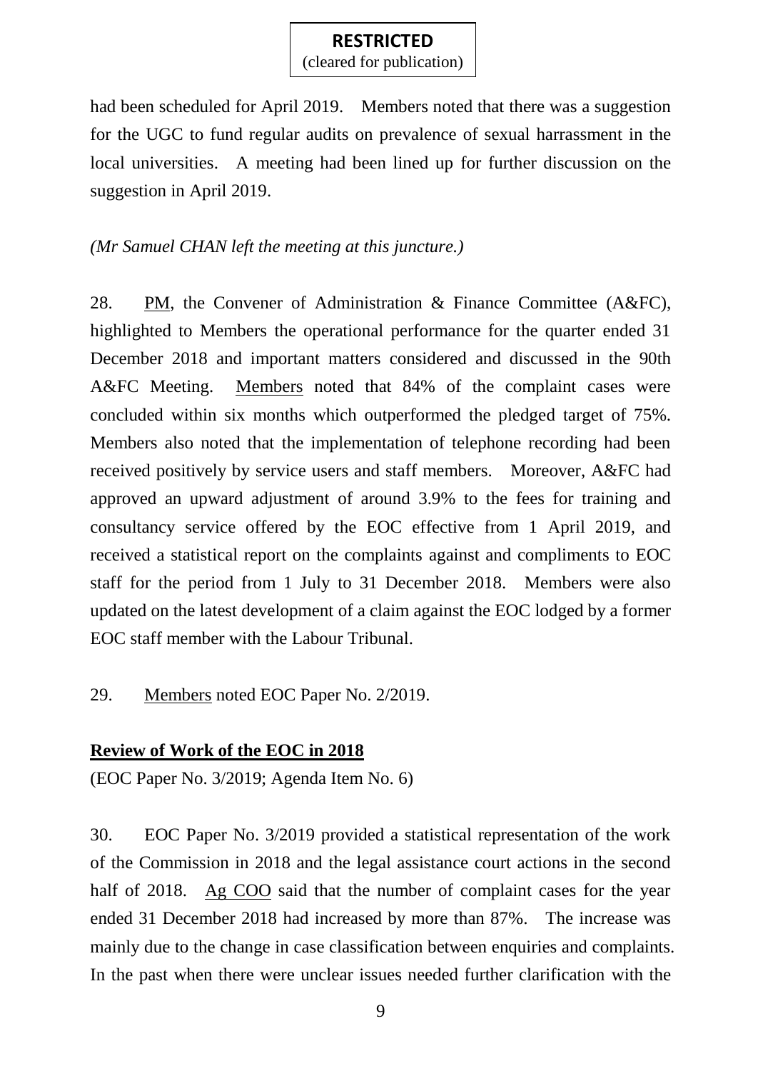had been scheduled for April 2019. Members noted that there was a suggestion for the UGC to fund regular audits on prevalence of sexual harrassment in the local universities. A meeting had been lined up for further discussion on the suggestion in April 2019.

*(Mr Samuel CHAN left the meeting at this juncture.)*

28. PM, the Convener of Administration & Finance Committee (A&FC), highlighted to Members the operational performance for the quarter ended 31 December 2018 and important matters considered and discussed in the 90th A&FC Meeting. Members noted that 84% of the complaint cases were concluded within six months which outperformed the pledged target of 75%. Members also noted that the implementation of telephone recording had been received positively by service users and staff members. Moreover, A&FC had approved an upward adjustment of around 3.9% to the fees for training and consultancy service offered by the EOC effective from 1 April 2019, and received a statistical report on the complaints against and compliments to EOC staff for the period from 1 July to 31 December 2018. Members were also updated on the latest development of a claim against the EOC lodged by a former EOC staff member with the Labour Tribunal.

29. Members noted EOC Paper No. 2/2019.

**Review of Work of the EOC in 2018**

(EOC Paper No. 3/2019; Agenda Item No. 6)

30. EOC Paper No. 3/2019 provided a statistical representation of the work of the Commission in 2018 and the legal assistance court actions in the second half of 2018. Ag COO said that the number of complaint cases for the year ended 31 December 2018 had increased by more than 87%. The increase was mainly due to the change in case classification between enquiries and complaints. In the past when there were unclear issues needed further clarification with the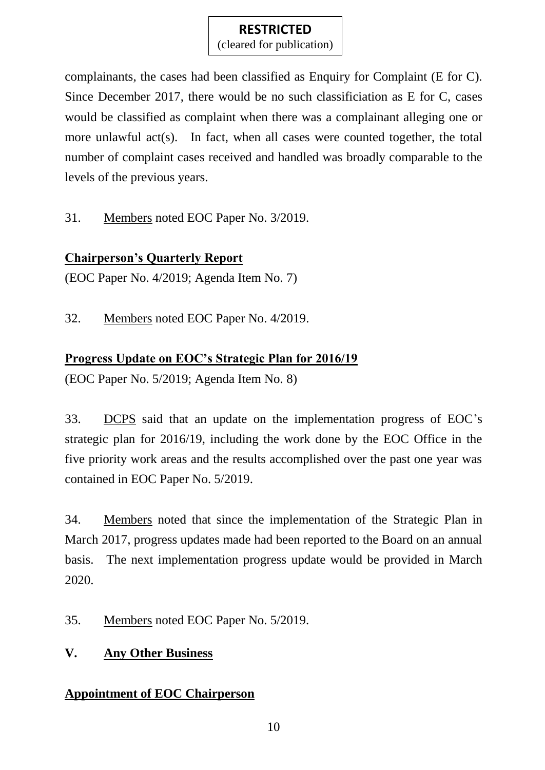complainants, the cases had been classified as Enquiry for Complaint (E for C). Since December 2017, there would be no such classificiation as E for C, cases would be classified as complaint when there was a complainant alleging one or more unlawful act(s). In fact, when all cases were counted together, the total number of complaint cases received and handled was broadly comparable to the levels of the previous years.

31. Members noted EOC Paper No. 3/2019.

**Chairperson's Quarterly Report**

(EOC Paper No. 4/2019; Agenda Item No. 7)

32. Members noted EOC Paper No. 4/2019.

**Progress Update on EOC's Strategic Plan for 2016/19**

(EOC Paper No. 5/2019; Agenda Item No. 8)

33. DCPS said that an update on the implementation progress of EOC's strategic plan for 2016/19, including the work done by the EOC Office in the five priority work areas and the results accomplished over the past one year was contained in EOC Paper No. 5/2019.

34. Members noted that since the implementation of the Strategic Plan in March 2017, progress updates made had been reported to the Board on an annual basis. The next implementation progress update would be provided in March 2020.

35. Members noted EOC Paper No. 5/2019.

## V. Any Other Business

**Appointment of EOC Chairperson**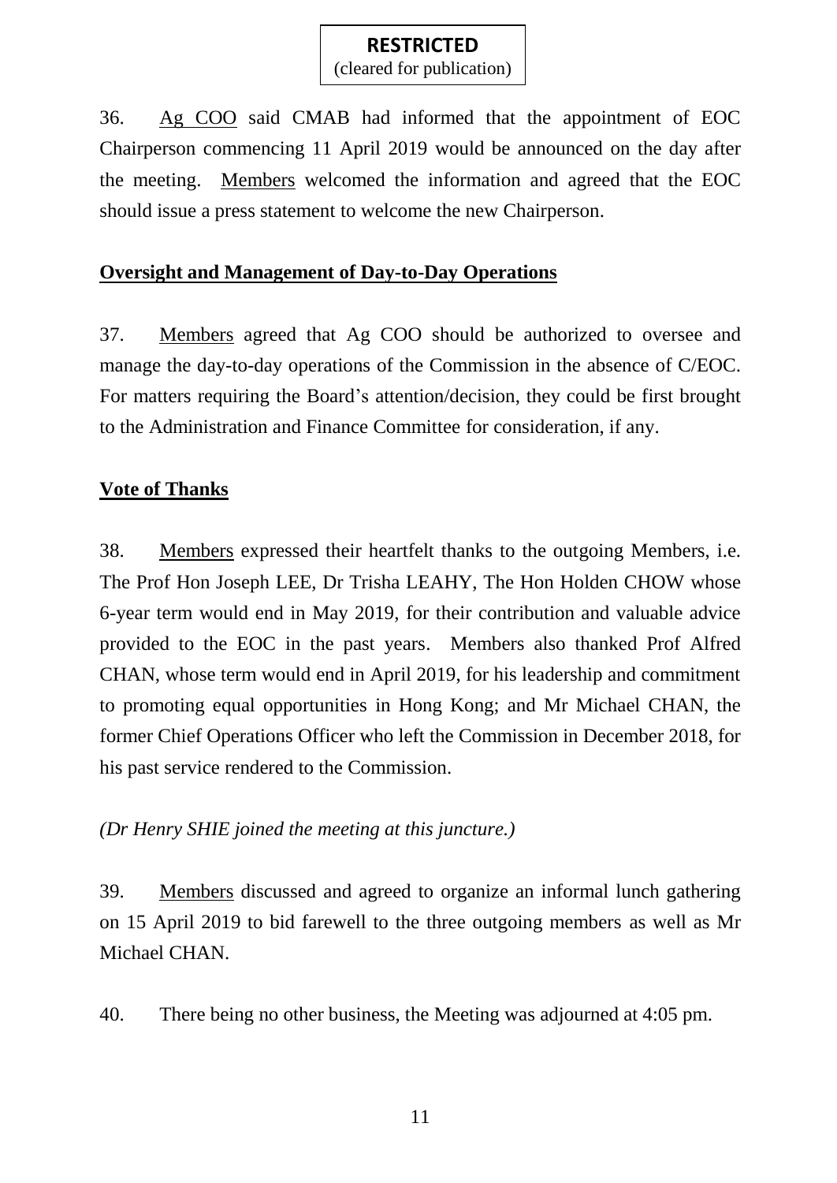**RESTRICTED**
(cleared for publication)

36. Ag COO said CMAB had informed that the appointment of EOC Chairperson commencing 11 April 2019 would be announced on the day after the meeting. Members welcomed the information and agreed that the EOC should issue a press statement to welcome the new Chairperson.

**Oversight and Management of Day-to-Day Operations**

37. Members agreed that Ag COO should be authorized to oversee and manage the day-to-day operations of the Commission in the absence of C/EOC. For matters requiring the Board's attention/decision, they could be first brought to the Administration and Finance Committee for consideration, if any.

**Vote of Thanks**

38. Members expressed their heartfelt thanks to the outgoing Members, i.e. The Prof Hon Joseph LEE, Dr Trisha LEAHY, The Hon Holden CHOW whose 6-year term would end in May 2019, for their contribution and valuable advice provided to the EOC in the past years. Members also thanked Prof Alfred CHAN, whose term would end in April 2019, for his leadership and commitment to promoting equal opportunities in Hong Kong; and Mr Michael CHAN, the former Chief Operations Officer who left the Commission in December 2018, for his past service rendered to the Commission.

*(Dr Henry SHIE joined the meeting at this juncture.)*

39. Members discussed and agreed to organize an informal lunch gathering on 15 April 2019 to bid farewell to the three outgoing members as well as Mr Michael CHAN.

40. There being no other business, the Meeting was adjourned at 4:05 pm.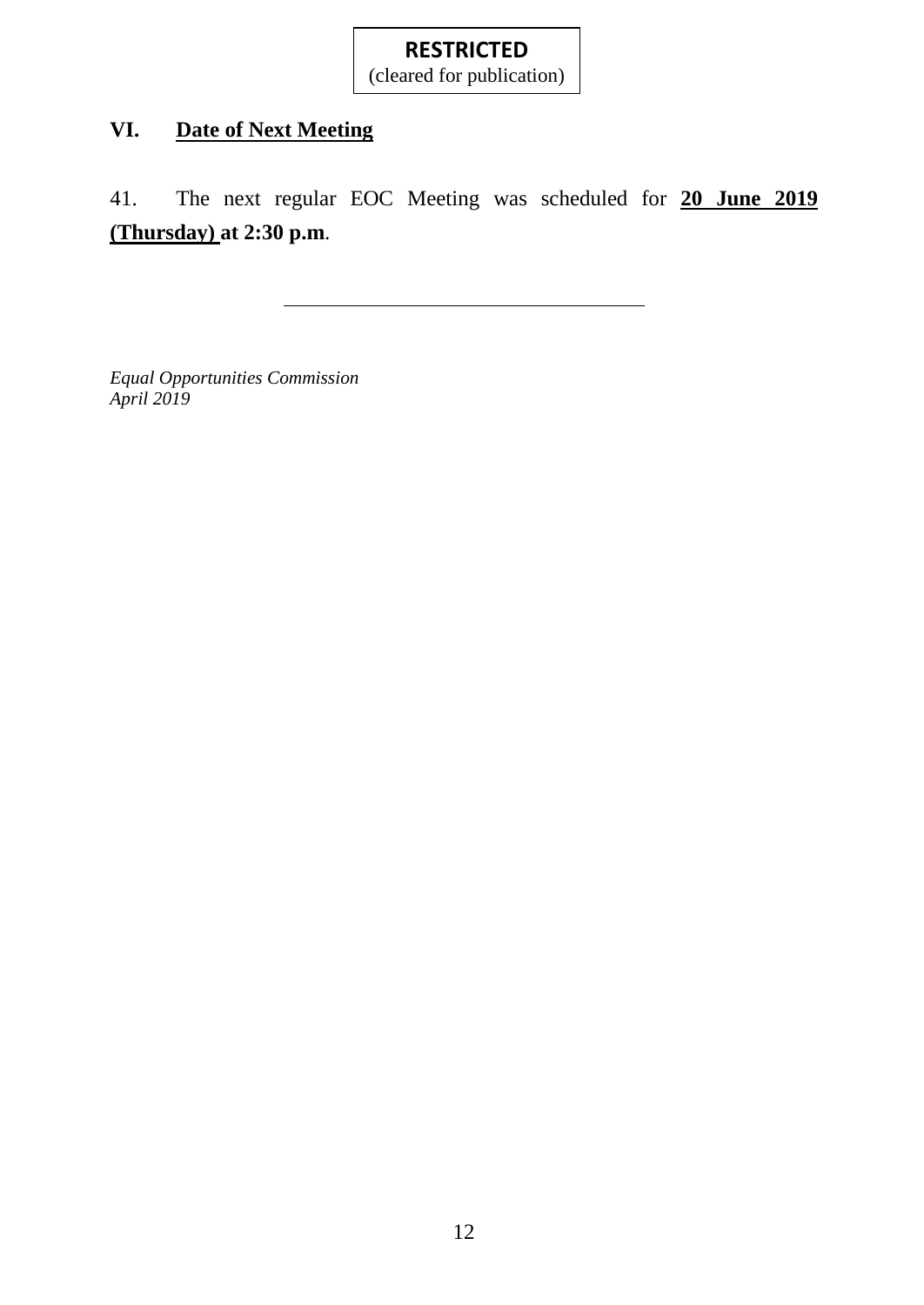**RESTRICTED**
(cleared for publication)

## VI. Date of Next Meeting

41. The next regular EOC Meeting was scheduled for **20 June 2019 (Thursday) at 2:30 p.m**.

---

*Equal Opportunities Commission*
*April 2019*